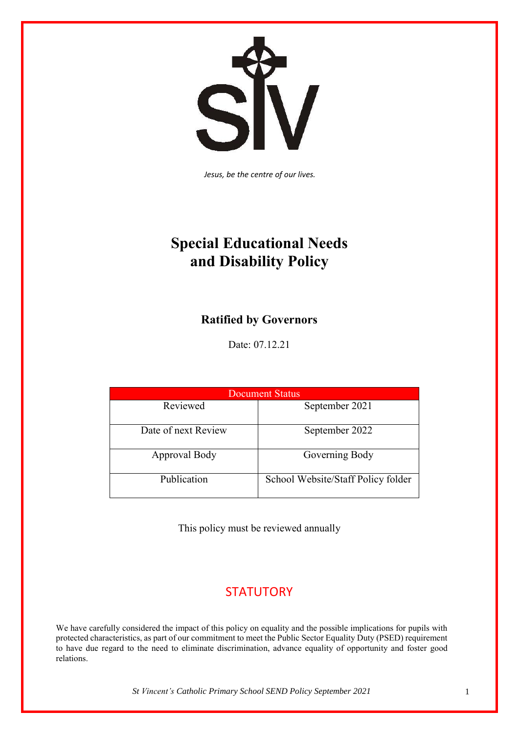*Jesus, be the centre of our lives.*

# Special Educational Needs and Disability Policy

## Ratified by Governors

Date: 07.12.21

| Document Status | |
|---|---|
| Reviewed | September 2021 |
| Date of next Review | September 2022 |
| Approval Body | Governing Body |
| Publication | School Website/Staff Policy folder |

This policy must be reviewed annually

STATUTORY

We have carefully considered the impact of this policy on equality and the possible implications for pupils with protected characteristics, as part of our commitment to meet the Public Sector Equality Duty (PSED) requirement to have due regard to the need to eliminate discrimination, advance equality of opportunity and foster good relations.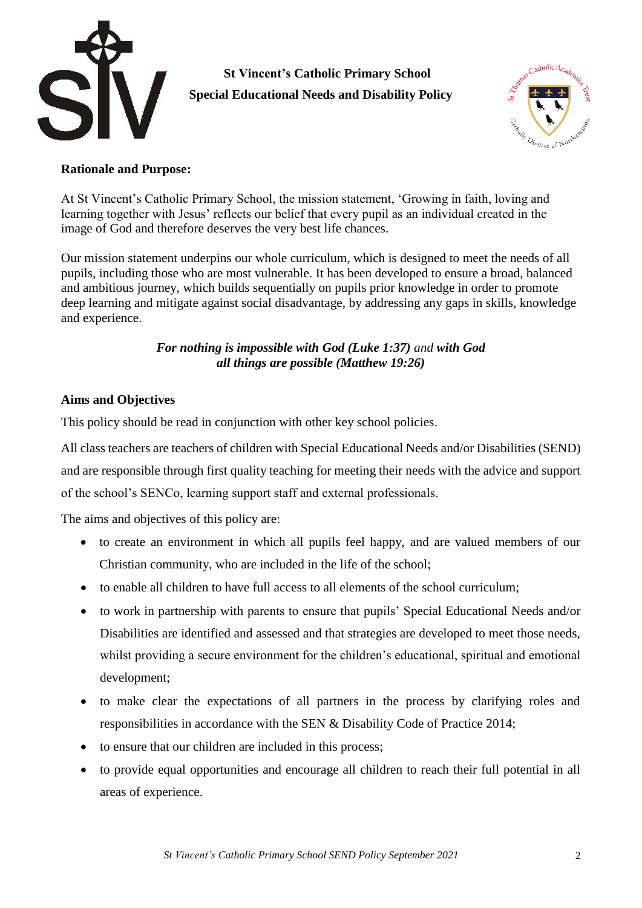**St Vincent's Catholic Primary School**
**Special Educational Needs and Disability Policy**

**Rationale and Purpose:**

At St Vincent's Catholic Primary School, the mission statement, 'Growing in faith, loving and learning together with Jesus' reflects our belief that every pupil as an individual created in the image of God and therefore deserves the very best life chances.

Our mission statement underpins our whole curriculum, which is designed to meet the needs of all pupils, including those who are most vulnerable. It has been developed to ensure a broad, balanced and ambitious journey, which builds sequentially on pupils prior knowledge in order to promote deep learning and mitigate against social disadvantage, by addressing any gaps in skills, knowledge and experience.

***For nothing is impossible with God (Luke 1:37)*** *and* ***with God all things are possible (Matthew 19:26)***

**Aims and Objectives**

This policy should be read in conjunction with other key school policies.

All class teachers are teachers of children with Special Educational Needs and/or Disabilities (SEND) and are responsible through first quality teaching for meeting their needs with the advice and support of the school's SENCo, learning support staff and external professionals.

The aims and objectives of this policy are:

- to create an environment in which all pupils feel happy, and are valued members of our Christian community, who are included in the life of the school;
- to enable all children to have full access to all elements of the school curriculum;
- to work in partnership with parents to ensure that pupils' Special Educational Needs and/or Disabilities are identified and assessed and that strategies are developed to meet those needs, whilst providing a secure environment for the children's educational, spiritual and emotional development;
- to make clear the expectations of all partners in the process by clarifying roles and responsibilities in accordance with the SEN & Disability Code of Practice 2014;
- to ensure that our children are included in this process;
- to provide equal opportunities and encourage all children to reach their full potential in all areas of experience.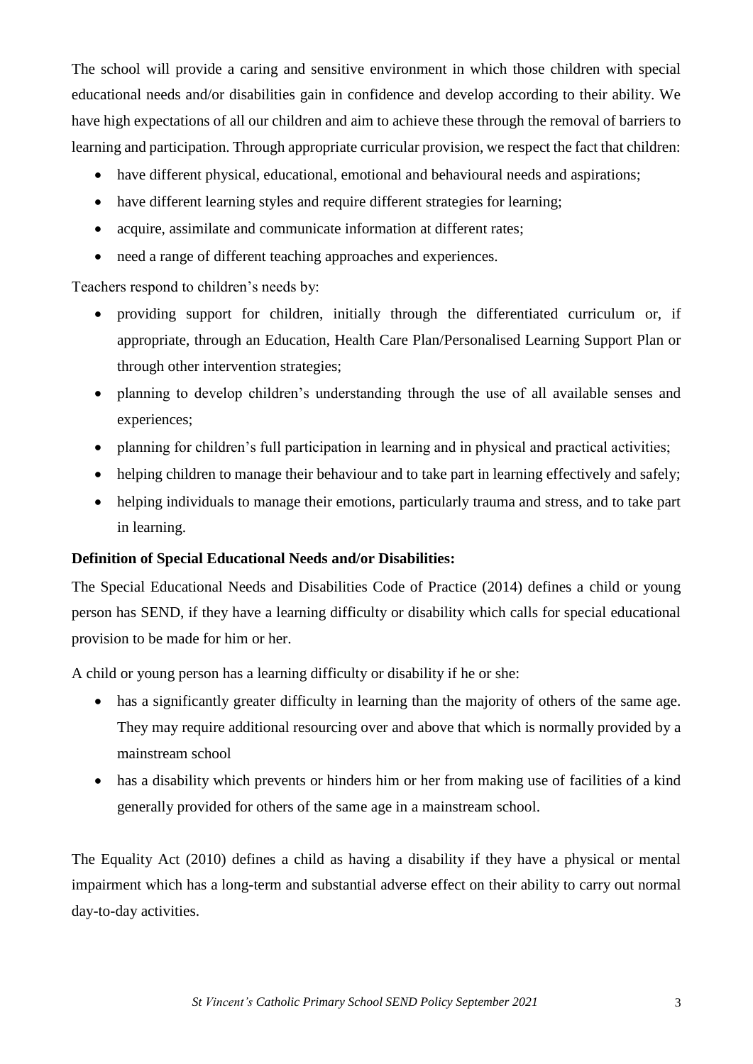The school will provide a caring and sensitive environment in which those children with special educational needs and/or disabilities gain in confidence and develop according to their ability. We have high expectations of all our children and aim to achieve these through the removal of barriers to learning and participation. Through appropriate curricular provision, we respect the fact that children:

- have different physical, educational, emotional and behavioural needs and aspirations;
- have different learning styles and require different strategies for learning;
- acquire, assimilate and communicate information at different rates;
- need a range of different teaching approaches and experiences.

Teachers respond to children's needs by:

- providing support for children, initially through the differentiated curriculum or, if appropriate, through an Education, Health Care Plan/Personalised Learning Support Plan or through other intervention strategies;
- planning to develop children's understanding through the use of all available senses and experiences;
- planning for children's full participation in learning and in physical and practical activities;
- helping children to manage their behaviour and to take part in learning effectively and safely;
- helping individuals to manage their emotions, particularly trauma and stress, and to take part in learning.

**Definition of Special Educational Needs and/or Disabilities:**

The Special Educational Needs and Disabilities Code of Practice (2014) defines a child or young person has SEND, if they have a learning difficulty or disability which calls for special educational provision to be made for him or her.

A child or young person has a learning difficulty or disability if he or she:

- has a significantly greater difficulty in learning than the majority of others of the same age. They may require additional resourcing over and above that which is normally provided by a mainstream school
- has a disability which prevents or hinders him or her from making use of facilities of a kind generally provided for others of the same age in a mainstream school.

The Equality Act (2010) defines a child as having a disability if they have a physical or mental impairment which has a long-term and substantial adverse effect on their ability to carry out normal day-to-day activities.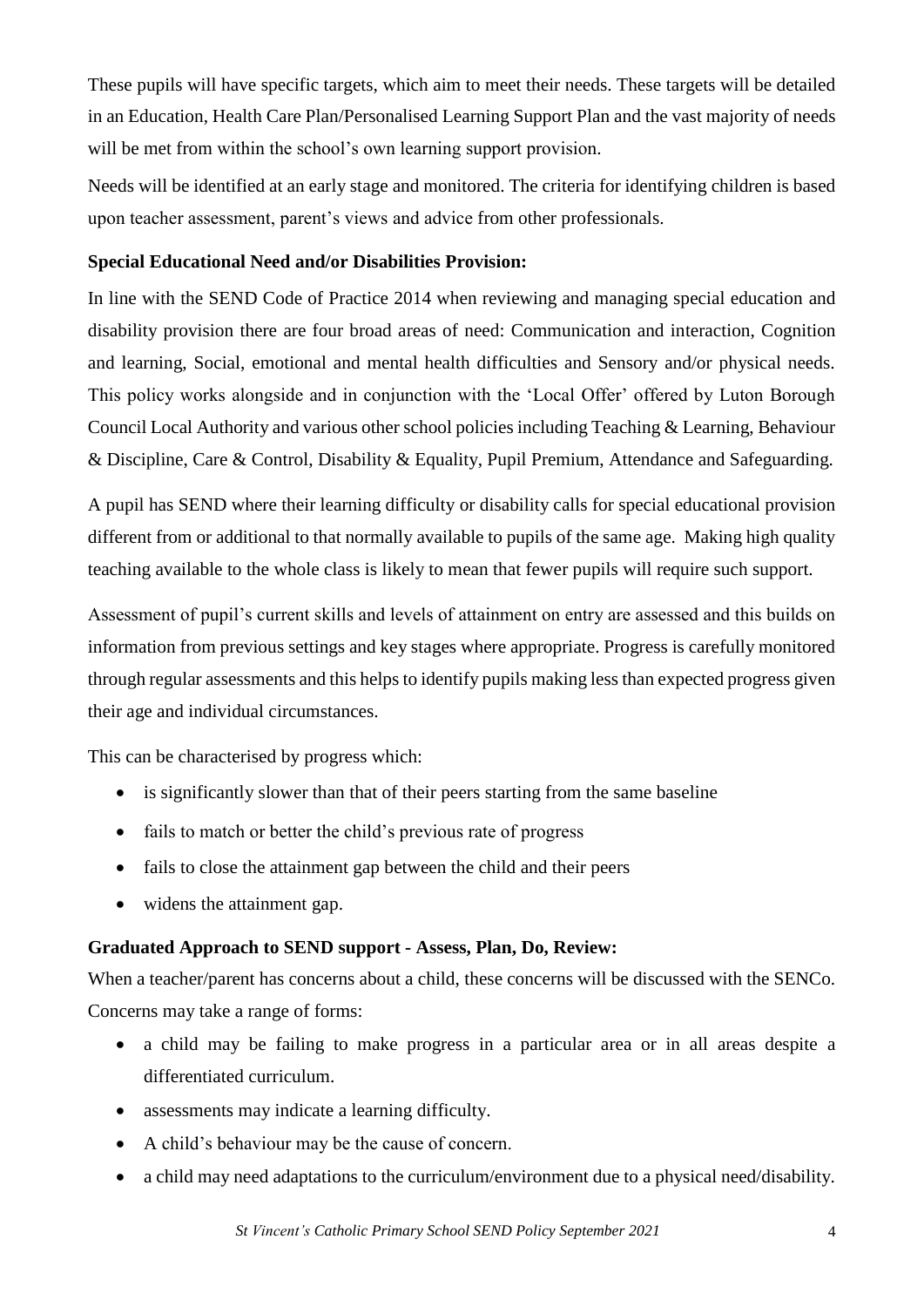These pupils will have specific targets, which aim to meet their needs. These targets will be detailed in an Education, Health Care Plan/Personalised Learning Support Plan and the vast majority of needs will be met from within the school's own learning support provision.

Needs will be identified at an early stage and monitored. The criteria for identifying children is based upon teacher assessment, parent's views and advice from other professionals.

**Special Educational Need and/or Disabilities Provision:**

In line with the SEND Code of Practice 2014 when reviewing and managing special education and disability provision there are four broad areas of need: Communication and interaction, Cognition and learning, Social, emotional and mental health difficulties and Sensory and/or physical needs. This policy works alongside and in conjunction with the 'Local Offer' offered by Luton Borough Council Local Authority and various other school policies including Teaching & Learning, Behaviour & Discipline, Care & Control, Disability & Equality, Pupil Premium, Attendance and Safeguarding.

A pupil has SEND where their learning difficulty or disability calls for special educational provision different from or additional to that normally available to pupils of the same age. Making high quality teaching available to the whole class is likely to mean that fewer pupils will require such support.

Assessment of pupil's current skills and levels of attainment on entry are assessed and this builds on information from previous settings and key stages where appropriate. Progress is carefully monitored through regular assessments and this helps to identify pupils making less than expected progress given their age and individual circumstances.

This can be characterised by progress which:

- is significantly slower than that of their peers starting from the same baseline
- fails to match or better the child's previous rate of progress
- fails to close the attainment gap between the child and their peers
- widens the attainment gap.

**Graduated Approach to SEND support - Assess, Plan, Do, Review:**

When a teacher/parent has concerns about a child, these concerns will be discussed with the SENCo. Concerns may take a range of forms:

- a child may be failing to make progress in a particular area or in all areas despite a differentiated curriculum.
- assessments may indicate a learning difficulty.
- A child's behaviour may be the cause of concern.
- a child may need adaptations to the curriculum/environment due to a physical need/disability.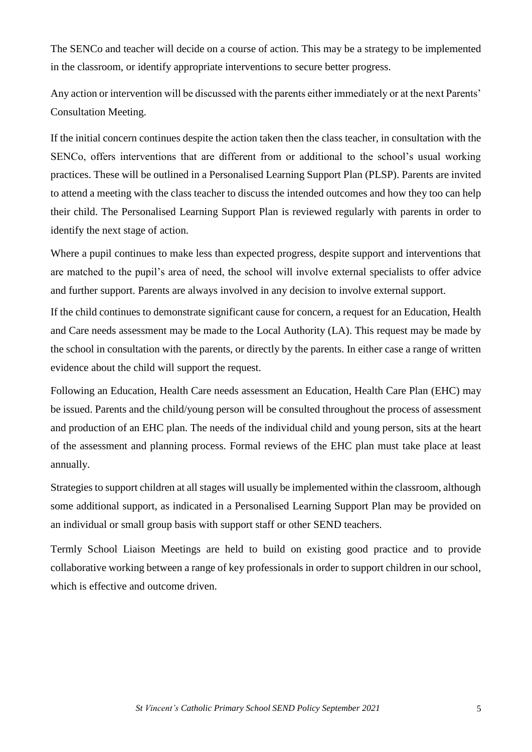The SENCo and teacher will decide on a course of action. This may be a strategy to be implemented in the classroom, or identify appropriate interventions to secure better progress.

Any action or intervention will be discussed with the parents either immediately or at the next Parents' Consultation Meeting.

If the initial concern continues despite the action taken then the class teacher, in consultation with the SENCo, offers interventions that are different from or additional to the school's usual working practices. These will be outlined in a Personalised Learning Support Plan (PLSP). Parents are invited to attend a meeting with the class teacher to discuss the intended outcomes and how they too can help their child. The Personalised Learning Support Plan is reviewed regularly with parents in order to identify the next stage of action.

Where a pupil continues to make less than expected progress, despite support and interventions that are matched to the pupil's area of need, the school will involve external specialists to offer advice and further support. Parents are always involved in any decision to involve external support.

If the child continues to demonstrate significant cause for concern, a request for an Education, Health and Care needs assessment may be made to the Local Authority (LA). This request may be made by the school in consultation with the parents, or directly by the parents. In either case a range of written evidence about the child will support the request.

Following an Education, Health Care needs assessment an Education, Health Care Plan (EHC) may be issued. Parents and the child/young person will be consulted throughout the process of assessment and production of an EHC plan. The needs of the individual child and young person, sits at the heart of the assessment and planning process. Formal reviews of the EHC plan must take place at least annually.

Strategies to support children at all stages will usually be implemented within the classroom, although some additional support, as indicated in a Personalised Learning Support Plan may be provided on an individual or small group basis with support staff or other SEND teachers.

Termly School Liaison Meetings are held to build on existing good practice and to provide collaborative working between a range of key professionals in order to support children in our school, which is effective and outcome driven.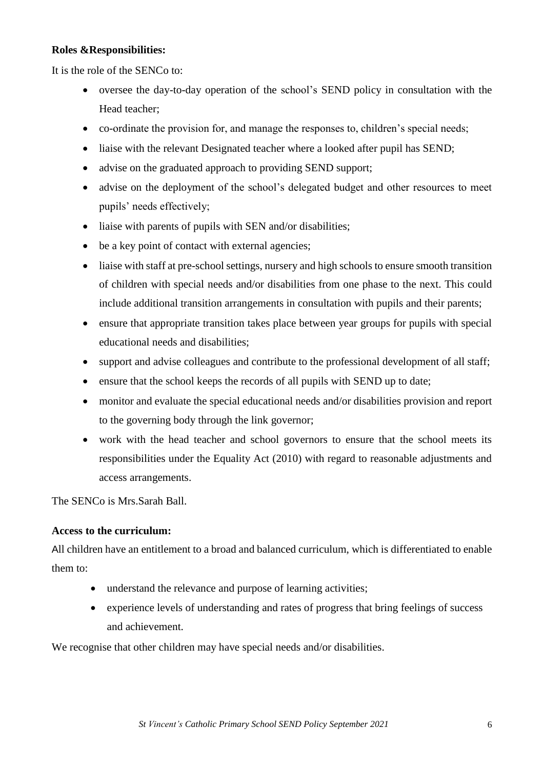**Roles &Responsibilities:**

It is the role of the SENCo to:

- oversee the day-to-day operation of the school's SEND policy in consultation with the Head teacher;
- co-ordinate the provision for, and manage the responses to, children's special needs;
- liaise with the relevant Designated teacher where a looked after pupil has SEND;
- advise on the graduated approach to providing SEND support;
- advise on the deployment of the school's delegated budget and other resources to meet pupils' needs effectively;
- liaise with parents of pupils with SEN and/or disabilities;
- be a key point of contact with external agencies;
- liaise with staff at pre-school settings, nursery and high schools to ensure smooth transition of children with special needs and/or disabilities from one phase to the next. This could include additional transition arrangements in consultation with pupils and their parents;
- ensure that appropriate transition takes place between year groups for pupils with special educational needs and disabilities;
- support and advise colleagues and contribute to the professional development of all staff;
- ensure that the school keeps the records of all pupils with SEND up to date;
- monitor and evaluate the special educational needs and/or disabilities provision and report to the governing body through the link governor;
- work with the head teacher and school governors to ensure that the school meets its responsibilities under the Equality Act (2010) with regard to reasonable adjustments and access arrangements.

The SENCo is Mrs.Sarah Ball.

**Access to the curriculum:**

All children have an entitlement to a broad and balanced curriculum, which is differentiated to enable them to:

- understand the relevance and purpose of learning activities;
- experience levels of understanding and rates of progress that bring feelings of success and achievement.

We recognise that other children may have special needs and/or disabilities.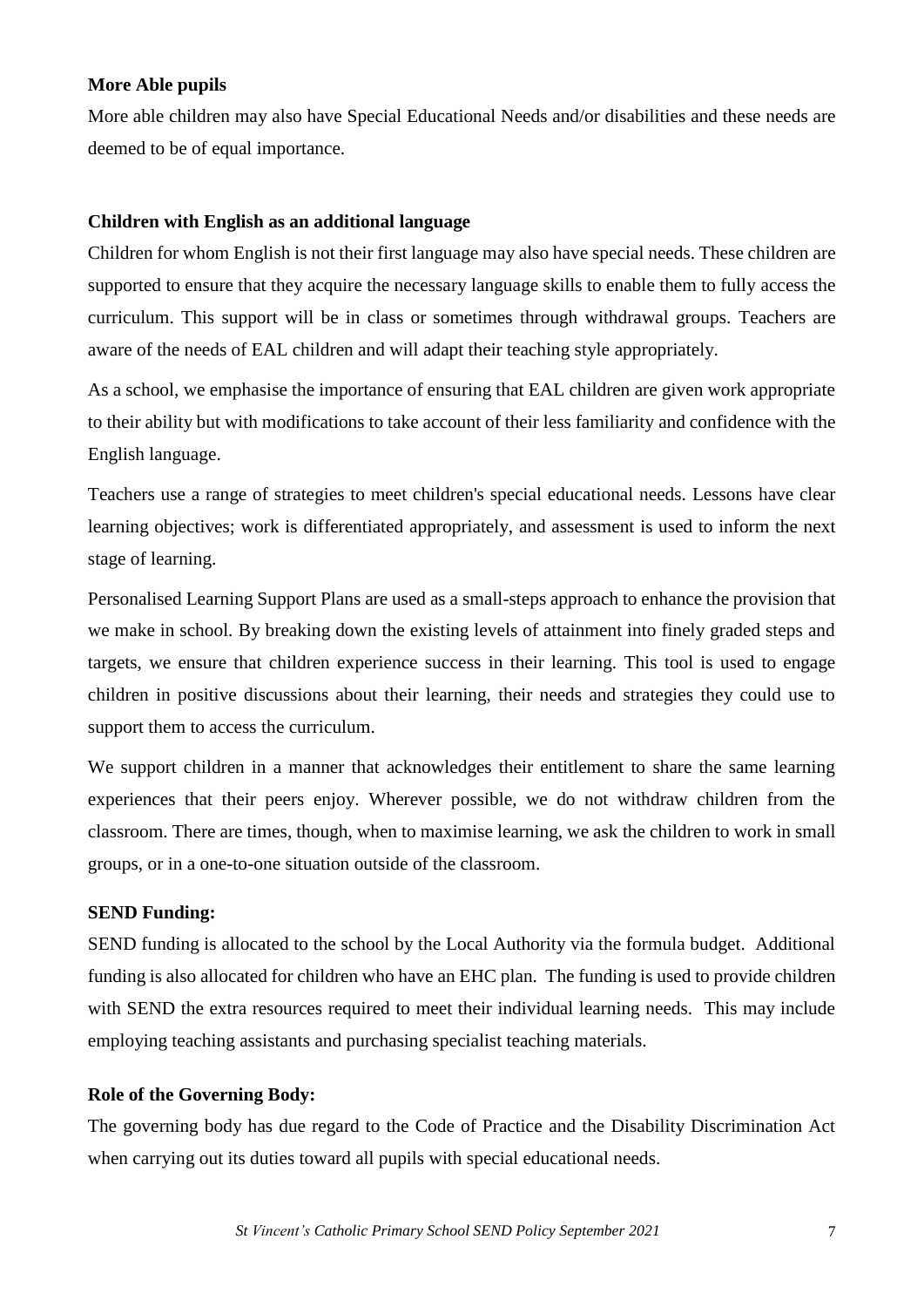**More Able pupils**

More able children may also have Special Educational Needs and/or disabilities and these needs are deemed to be of equal importance.

**Children with English as an additional language**

Children for whom English is not their first language may also have special needs. These children are supported to ensure that they acquire the necessary language skills to enable them to fully access the curriculum. This support will be in class or sometimes through withdrawal groups. Teachers are aware of the needs of EAL children and will adapt their teaching style appropriately.

As a school, we emphasise the importance of ensuring that EAL children are given work appropriate to their ability but with modifications to take account of their less familiarity and confidence with the English language.

Teachers use a range of strategies to meet children's special educational needs. Lessons have clear learning objectives; work is differentiated appropriately, and assessment is used to inform the next stage of learning.

Personalised Learning Support Plans are used as a small-steps approach to enhance the provision that we make in school. By breaking down the existing levels of attainment into finely graded steps and targets, we ensure that children experience success in their learning. This tool is used to engage children in positive discussions about their learning, their needs and strategies they could use to support them to access the curriculum.

We support children in a manner that acknowledges their entitlement to share the same learning experiences that their peers enjoy. Wherever possible, we do not withdraw children from the classroom. There are times, though, when to maximise learning, we ask the children to work in small groups, or in a one-to-one situation outside of the classroom.

**SEND Funding:**

SEND funding is allocated to the school by the Local Authority via the formula budget. Additional funding is also allocated for children who have an EHC plan. The funding is used to provide children with SEND the extra resources required to meet their individual learning needs. This may include employing teaching assistants and purchasing specialist teaching materials.

**Role of the Governing Body:**

The governing body has due regard to the Code of Practice and the Disability Discrimination Act when carrying out its duties toward all pupils with special educational needs.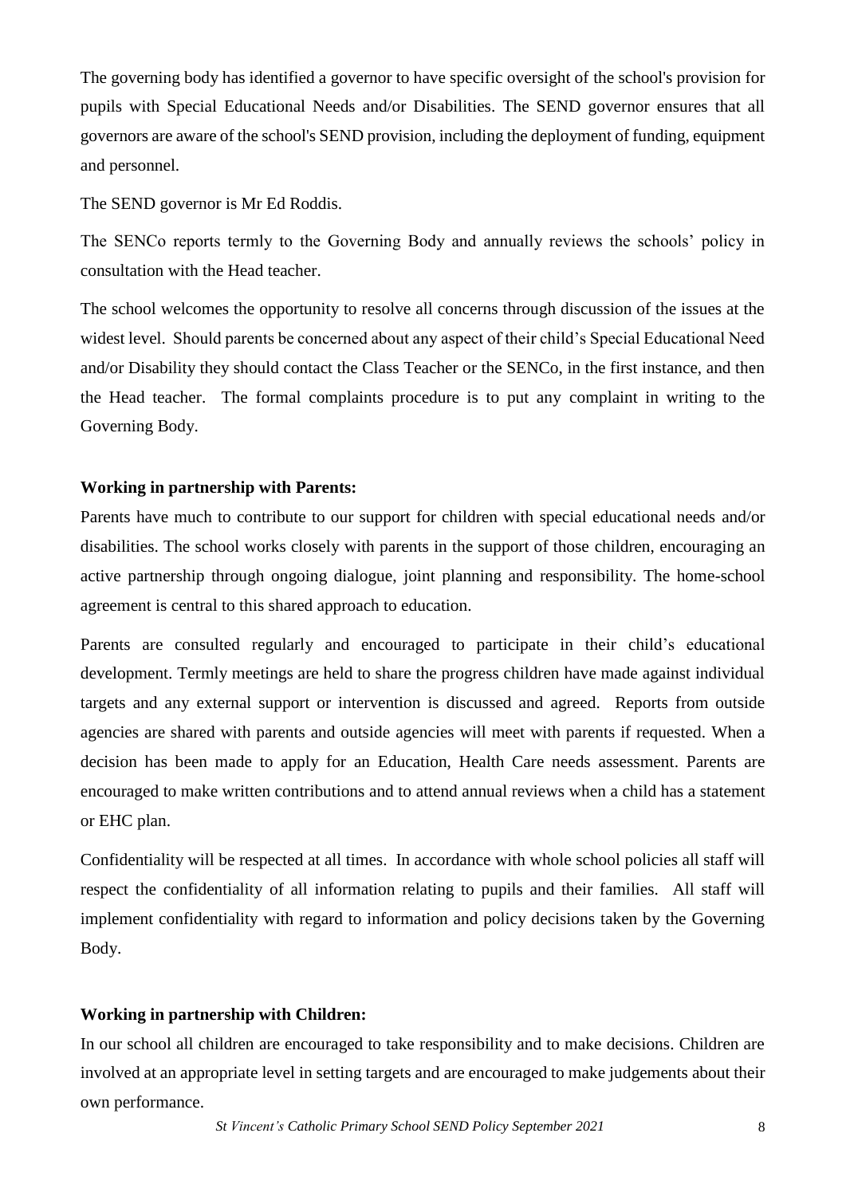The governing body has identified a governor to have specific oversight of the school's provision for pupils with Special Educational Needs and/or Disabilities. The SEND governor ensures that all governors are aware of the school's SEND provision, including the deployment of funding, equipment and personnel.

The SEND governor is Mr Ed Roddis.

The SENCo reports termly to the Governing Body and annually reviews the schools' policy in consultation with the Head teacher.

The school welcomes the opportunity to resolve all concerns through discussion of the issues at the widest level. Should parents be concerned about any aspect of their child's Special Educational Need and/or Disability they should contact the Class Teacher or the SENCo, in the first instance, and then the Head teacher. The formal complaints procedure is to put any complaint in writing to the Governing Body.

**Working in partnership with Parents:**

Parents have much to contribute to our support for children with special educational needs and/or disabilities. The school works closely with parents in the support of those children, encouraging an active partnership through ongoing dialogue, joint planning and responsibility. The home-school agreement is central to this shared approach to education.

Parents are consulted regularly and encouraged to participate in their child's educational development. Termly meetings are held to share the progress children have made against individual targets and any external support or intervention is discussed and agreed. Reports from outside agencies are shared with parents and outside agencies will meet with parents if requested. When a decision has been made to apply for an Education, Health Care needs assessment. Parents are encouraged to make written contributions and to attend annual reviews when a child has a statement or EHC plan.

Confidentiality will be respected at all times. In accordance with whole school policies all staff will respect the confidentiality of all information relating to pupils and their families. All staff will implement confidentiality with regard to information and policy decisions taken by the Governing Body.

**Working in partnership with Children:**

In our school all children are encouraged to take responsibility and to make decisions. Children are involved at an appropriate level in setting targets and are encouraged to make judgements about their own performance.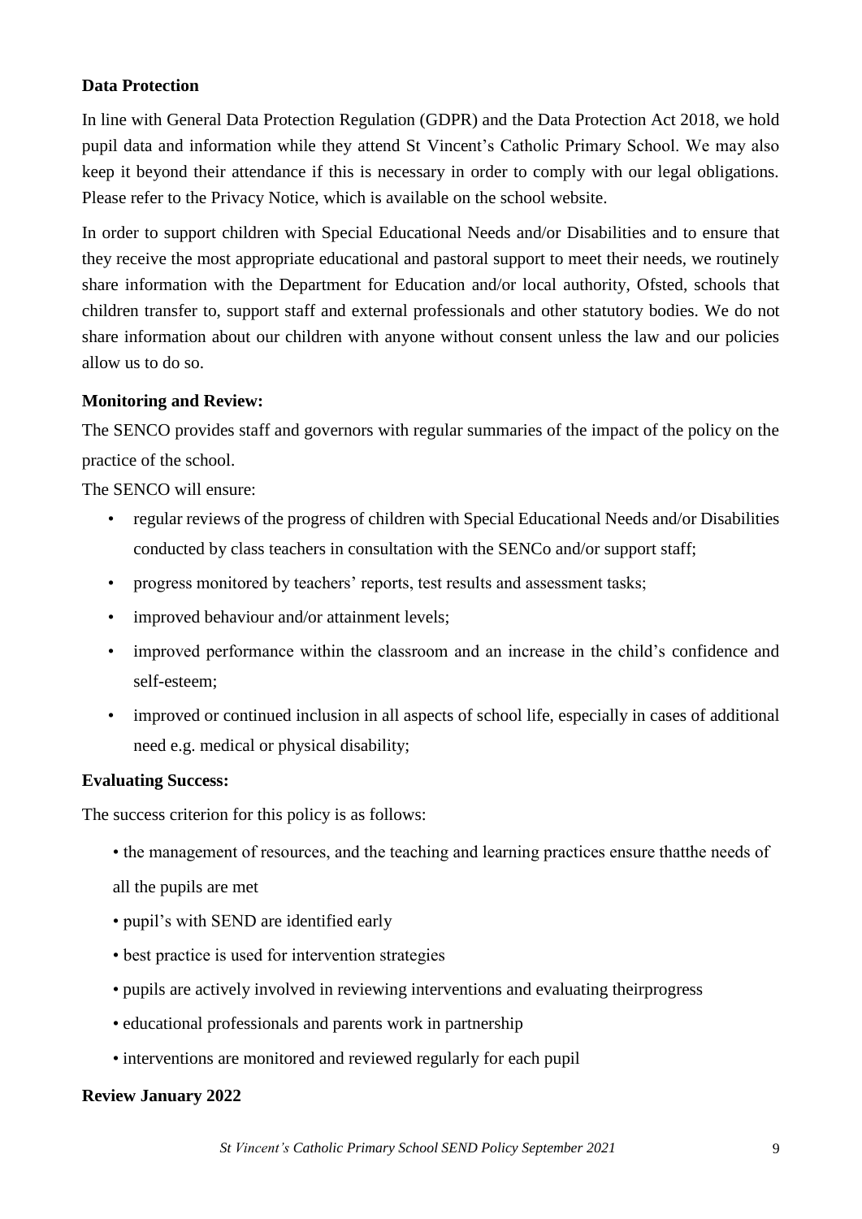**Data Protection**

In line with General Data Protection Regulation (GDPR) and the Data Protection Act 2018, we hold pupil data and information while they attend St Vincent's Catholic Primary School. We may also keep it beyond their attendance if this is necessary in order to comply with our legal obligations. Please refer to the Privacy Notice, which is available on the school website.

In order to support children with Special Educational Needs and/or Disabilities and to ensure that they receive the most appropriate educational and pastoral support to meet their needs, we routinely share information with the Department for Education and/or local authority, Ofsted, schools that children transfer to, support staff and external professionals and other statutory bodies. We do not share information about our children with anyone without consent unless the law and our policies allow us to do so.

**Monitoring and Review:**

The SENCO provides staff and governors with regular summaries of the impact of the policy on the practice of the school.

The SENCO will ensure:

- regular reviews of the progress of children with Special Educational Needs and/or Disabilities conducted by class teachers in consultation with the SENCo and/or support staff;
- progress monitored by teachers' reports, test results and assessment tasks;
- improved behaviour and/or attainment levels;
- improved performance within the classroom and an increase in the child's confidence and self-esteem;
- improved or continued inclusion in all aspects of school life, especially in cases of additional need e.g. medical or physical disability;

**Evaluating Success:**

The success criterion for this policy is as follows:

- the management of resources, and the teaching and learning practices ensure thatthe needs of all the pupils are met
- pupil's with SEND are identified early
- best practice is used for intervention strategies
- pupils are actively involved in reviewing interventions and evaluating theirprogress
- educational professionals and parents work in partnership
- interventions are monitored and reviewed regularly for each pupil

**Review January 2022**